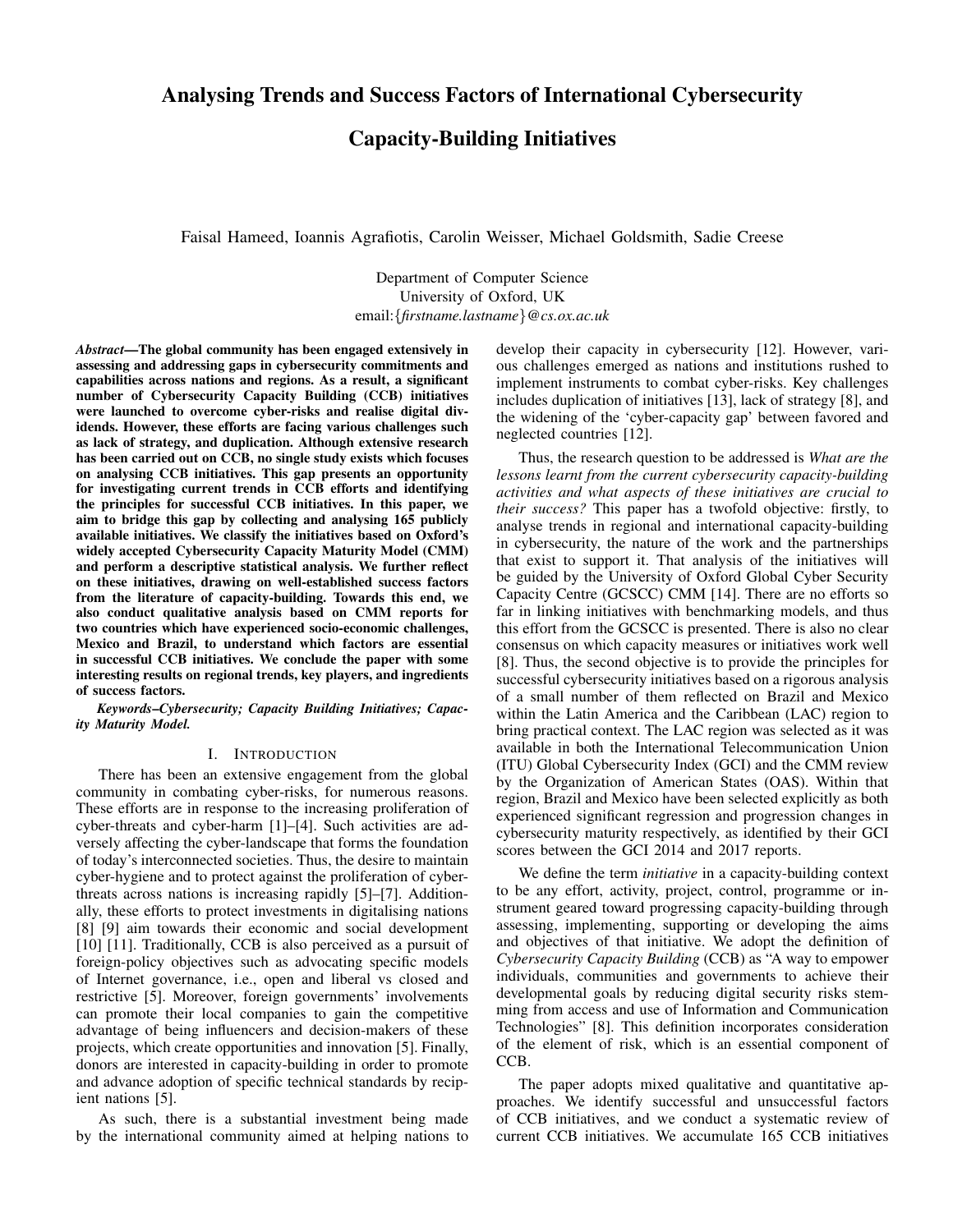# Analysing Trends and Success Factors of International Cybersecurity Capacity-Building Initiatives

Faisal Hameed, Ioannis Agrafiotis, Carolin Weisser, Michael Goldsmith, Sadie Creese

Department of Computer Science
University of Oxford, UK
email:{*firstname.lastname*}@*cs.ox.ac.uk*

***Abstract*—The global community has been engaged extensively in assessing and addressing gaps in cybersecurity commitments and capabilities across nations and regions. As a result, a significant number of Cybersecurity Capacity Building (CCB) initiatives were launched to overcome cyber-risks and realise digital dividends. However, these efforts are facing various challenges such as lack of strategy, and duplication. Although extensive research has been carried out on CCB, no single study exists which focuses on analysing CCB initiatives. This gap presents an opportunity for investigating current trends in CCB efforts and identifying the principles for successful CCB initiatives. In this paper, we aim to bridge this gap by collecting and analysing 165 publicly available initiatives. We classify the initiatives based on Oxford's widely accepted Cybersecurity Capacity Maturity Model (CMM) and perform a descriptive statistical analysis. We further reflect on these initiatives, drawing on well-established success factors from the literature of capacity-building. Towards this end, we also conduct qualitative analysis based on CMM reports for two countries which have experienced socio-economic challenges, Mexico and Brazil, to understand which factors are essential in successful CCB initiatives. We conclude the paper with some interesting results on regional trends, key players, and ingredients of success factors.**

***Keywords*–*Cybersecurity; Capacity Building Initiatives; Capacity Maturity Model.***

## I. Introduction

There has been an extensive engagement from the global community in combating cyber-risks, for numerous reasons. These efforts are in response to the increasing proliferation of cyber-threats and cyber-harm [1]–[4]. Such activities are adversely affecting the cyber-landscape that forms the foundation of today's interconnected societies. Thus, the desire to maintain cyber-hygiene and to protect against the proliferation of cyber-threats across nations is increasing rapidly [5]–[7]. Additionally, these efforts to protect investments in digitalising nations [8] [9] aim towards their economic and social development [10] [11]. Traditionally, CCB is also perceived as a pursuit of foreign-policy objectives such as advocating specific models of Internet governance, i.e., open and liberal vs closed and restrictive [5]. Moreover, foreign governments' involvements can promote their local companies to gain the competitive advantage of being influencers and decision-makers of these projects, which create opportunities and innovation [5]. Finally, donors are interested in capacity-building in order to promote and advance adoption of specific technical standards by recipient nations [5].

As such, there is a substantial investment being made by the international community aimed at helping nations to develop their capacity in cybersecurity [12]. However, various challenges emerged as nations and institutions rushed to implement instruments to combat cyber-risks. Key challenges includes duplication of initiatives [13], lack of strategy [8], and the widening of the 'cyber-capacity gap' between favored and neglected countries [12].

Thus, the research question to be addressed is *What are the lessons learnt from the current cybersecurity capacity-building activities and what aspects of these initiatives are crucial to their success?* This paper has a twofold objective: firstly, to analyse trends in regional and international capacity-building in cybersecurity, the nature of the work and the partnerships that exist to support it. That analysis of the initiatives will be guided by the University of Oxford Global Cyber Security Capacity Centre (GCSCC) CMM [14]. There are no efforts so far in linking initiatives with benchmarking models, and thus this effort from the GCSCC is presented. There is also no clear consensus on which capacity measures or initiatives work well [8]. Thus, the second objective is to provide the principles for successful cybersecurity initiatives based on a rigorous analysis of a small number of them reflected on Brazil and Mexico within the Latin America and the Caribbean (LAC) region to bring practical context. The LAC region was selected as it was available in both the International Telecommunication Union (ITU) Global Cybersecurity Index (GCI) and the CMM review by the Organization of American States (OAS). Within that region, Brazil and Mexico have been selected explicitly as both experienced significant regression and progression changes in cybersecurity maturity respectively, as identified by their GCI scores between the GCI 2014 and 2017 reports.

We define the term *initiative* in a capacity-building context to be any effort, activity, project, control, programme or instrument geared toward progressing capacity-building through assessing, implementing, supporting or developing the aims and objectives of that initiative. We adopt the definition of *Cybersecurity Capacity Building* (CCB) as "A way to empower individuals, communities and governments to achieve their developmental goals by reducing digital security risks stemming from access and use of Information and Communication Technologies" [8]. This definition incorporates consideration of the element of risk, which is an essential component of CCB.

The paper adopts mixed qualitative and quantitative approaches. We identify successful and unsuccessful factors of CCB initiatives, and we conduct a systematic review of current CCB initiatives. We accumulate 165 CCB initiatives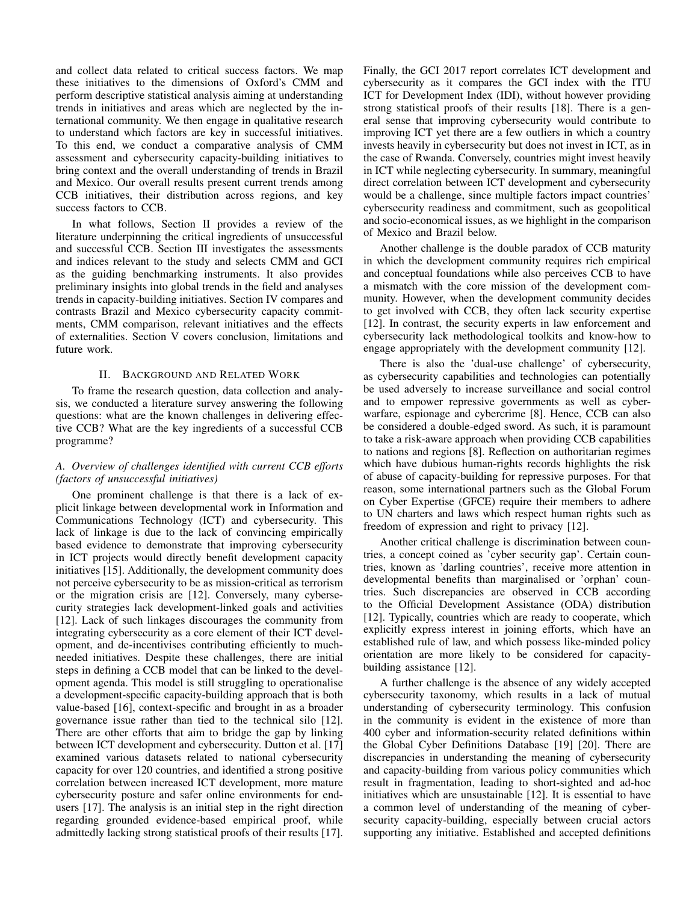and collect data related to critical success factors. We map these initiatives to the dimensions of Oxford's CMM and perform descriptive statistical analysis aiming at understanding trends in initiatives and areas which are neglected by the international community. We then engage in qualitative research to understand which factors are key in successful initiatives. To this end, we conduct a comparative analysis of CMM assessment and cybersecurity capacity-building initiatives to bring context and the overall understanding of trends in Brazil and Mexico. Our overall results present current trends among CCB initiatives, their distribution across regions, and key success factors to CCB.

In what follows, Section II provides a review of the literature underpinning the critical ingredients of unsuccessful and successful CCB. Section III investigates the assessments and indices relevant to the study and selects CMM and GCI as the guiding benchmarking instruments. It also provides preliminary insights into global trends in the field and analyses trends in capacity-building initiatives. Section IV compares and contrasts Brazil and Mexico cybersecurity capacity commitments, CMM comparison, relevant initiatives and the effects of externalities. Section V covers conclusion, limitations and future work.

## II. Background and Related Work

To frame the research question, data collection and analysis, we conducted a literature survey answering the following questions: what are the known challenges in delivering effective CCB? What are the key ingredients of a successful CCB programme?

### *A. Overview of challenges identified with current CCB efforts (factors of unsuccessful initiatives)*

One prominent challenge is that there is a lack of explicit linkage between developmental work in Information and Communications Technology (ICT) and cybersecurity. This lack of linkage is due to the lack of convincing empirically based evidence to demonstrate that improving cybersecurity in ICT projects would directly benefit development capacity initiatives [15]. Additionally, the development community does not perceive cybersecurity to be as mission-critical as terrorism or the migration crisis are [12]. Conversely, many cybersecurity strategies lack development-linked goals and activities [12]. Lack of such linkages discourages the community from integrating cybersecurity as a core element of their ICT development, and de-incentivises contributing efficiently to much-needed initiatives. Despite these challenges, there are initial steps in defining a CCB model that can be linked to the development agenda. This model is still struggling to operationalise a development-specific capacity-building approach that is both value-based [16], context-specific and brought in as a broader governance issue rather than tied to the technical silo [12]. There are other efforts that aim to bridge the gap by linking between ICT development and cybersecurity. Dutton et al. [17] examined various datasets related to national cybersecurity capacity for over 120 countries, and identified a strong positive correlation between increased ICT development, more mature cybersecurity posture and safer online environments for end-users [17]. The analysis is an initial step in the right direction regarding grounded evidence-based empirical proof, while admittedly lacking strong statistical proofs of their results [17]. Finally, the GCI 2017 report correlates ICT development and cybersecurity as it compares the GCI index with the ITU ICT for Development Index (IDI), without however providing strong statistical proofs of their results [18]. There is a general sense that improving cybersecurity would contribute to improving ICT yet there are a few outliers in which a country invests heavily in cybersecurity but does not invest in ICT, as in the case of Rwanda. Conversely, countries might invest heavily in ICT while neglecting cybersecurity. In summary, meaningful direct correlation between ICT development and cybersecurity would be a challenge, since multiple factors impact countries' cybersecurity readiness and commitment, such as geopolitical and socio-economical issues, as we highlight in the comparison of Mexico and Brazil below.

Another challenge is the double paradox of CCB maturity in which the development community requires rich empirical and conceptual foundations while also perceives CCB to have a mismatch with the core mission of the development community. However, when the development community decides to get involved with CCB, they often lack security expertise [12]. In contrast, the security experts in law enforcement and cybersecurity lack methodological toolkits and know-how to engage appropriately with the development community [12].

There is also the 'dual-use challenge' of cybersecurity, as cybersecurity capabilities and technologies can potentially be used adversely to increase surveillance and social control and to empower repressive governments as well as cyberwarfare, espionage and cybercrime [8]. Hence, CCB can also be considered a double-edged sword. As such, it is paramount to take a risk-aware approach when providing CCB capabilities to nations and regions [8]. Reflection on authoritarian regimes which have dubious human-rights records highlights the risk of abuse of capacity-building for repressive purposes. For that reason, some international partners such as the Global Forum on Cyber Expertise (GFCE) require their members to adhere to UN charters and laws which respect human rights such as freedom of expression and right to privacy [12].

Another critical challenge is discrimination between countries, a concept coined as 'cyber security gap'. Certain countries, known as 'darling countries', receive more attention in developmental benefits than marginalised or 'orphan' countries. Such discrepancies are observed in CCB according to the Official Development Assistance (ODA) distribution [12]. Typically, countries which are ready to cooperate, which explicitly express interest in joining efforts, which have an established rule of law, and which possess like-minded policy orientation are more likely to be considered for capacity-building assistance [12].

A further challenge is the absence of any widely accepted cybersecurity taxonomy, which results in a lack of mutual understanding of cybersecurity terminology. This confusion in the community is evident in the existence of more than 400 cyber and information-security related definitions within the Global Cyber Definitions Database [19] [20]. There are discrepancies in understanding the meaning of cybersecurity and capacity-building from various policy communities which result in fragmentation, leading to short-sighted and ad-hoc initiatives which are unsustainable [12]. It is essential to have a common level of understanding of the meaning of cybersecurity capacity-building, especially between crucial actors supporting any initiative. Established and accepted definitions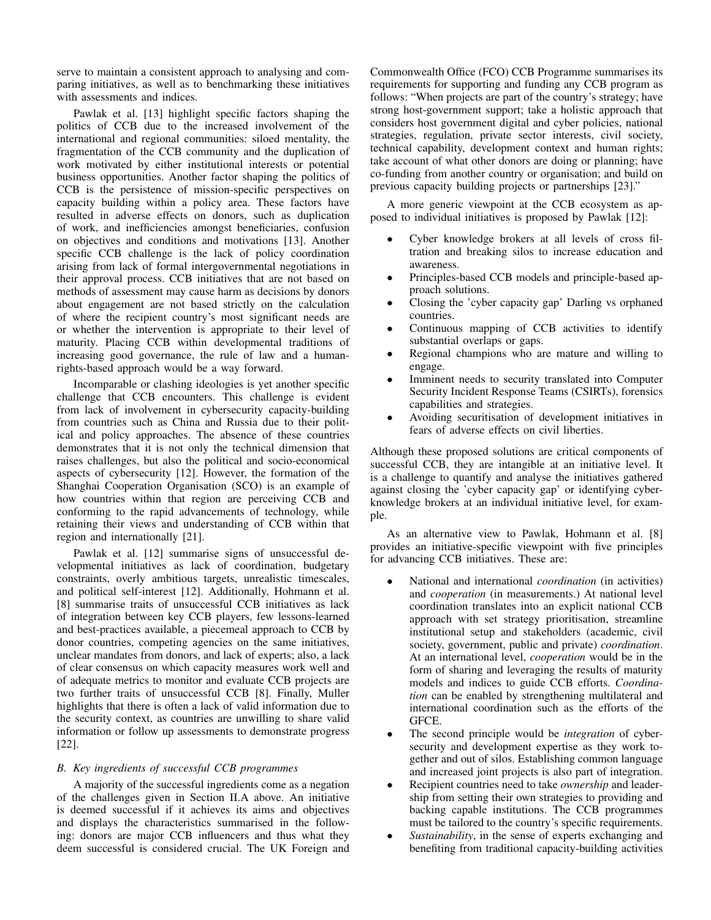serve to maintain a consistent approach to analysing and comparing initiatives, as well as to benchmarking these initiatives with assessments and indices.

Pawlak et al. [13] highlight specific factors shaping the politics of CCB due to the increased involvement of the international and regional communities: siloed mentality, the fragmentation of the CCB community and the duplication of work motivated by either institutional interests or potential business opportunities. Another factor shaping the politics of CCB is the persistence of mission-specific perspectives on capacity building within a policy area. These factors have resulted in adverse effects on donors, such as duplication of work, and inefficiencies amongst beneficiaries, confusion on objectives and conditions and motivations [13]. Another specific CCB challenge is the lack of policy coordination arising from lack of formal intergovernmental negotiations in their approval process. CCB initiatives that are not based on methods of assessment may cause harm as decisions by donors about engagement are not based strictly on the calculation of where the recipient country's most significant needs are or whether the intervention is appropriate to their level of maturity. Placing CCB within developmental traditions of increasing good governance, the rule of law and a human-rights-based approach would be a way forward.

Incomparable or clashing ideologies is yet another specific challenge that CCB encounters. This challenge is evident from lack of involvement in cybersecurity capacity-building from countries such as China and Russia due to their political and policy approaches. The absence of these countries demonstrates that it is not only the technical dimension that raises challenges, but also the political and socio-economical aspects of cybersecurity [12]. However, the formation of the Shanghai Cooperation Organisation (SCO) is an example of how countries within that region are perceiving CCB and conforming to the rapid advancements of technology, while retaining their views and understanding of CCB within that region and internationally [21].

Pawlak et al. [12] summarise signs of unsuccessful developmental initiatives as lack of coordination, budgetary constraints, overly ambitious targets, unrealistic timescales, and political self-interest [12]. Additionally, Hohmann et al. [8] summarise traits of unsuccessful CCB initiatives as lack of integration between key CCB players, few lessons-learned and best-practices available, a piecemeal approach to CCB by donor countries, competing agencies on the same initiatives, unclear mandates from donors, and lack of experts; also, a lack of clear consensus on which capacity measures work well and of adequate metrics to monitor and evaluate CCB projects are two further traits of unsuccessful CCB [8]. Finally, Muller highlights that there is often a lack of valid information due to the security context, as countries are unwilling to share valid information or follow up assessments to demonstrate progress [22].

### *B. Key ingredients of successful CCB programmes*

A majority of the successful ingredients come as a negation of the challenges given in Section II.A above. An initiative is deemed successful if it achieves its aims and objectives and displays the characteristics summarised in the following: donors are major CCB influencers and thus what they deem successful is considered crucial. The UK Foreign and Commonwealth Office (FCO) CCB Programme summarises its requirements for supporting and funding any CCB program as follows: "When projects are part of the country's strategy; have strong host-government support; take a holistic approach that considers host government digital and cyber policies, national strategies, regulation, private sector interests, civil society, technical capability, development context and human rights; take account of what other donors are doing or planning; have co-funding from another country or organisation; and build on previous capacity building projects or partnerships [23]."

A more generic viewpoint at the CCB ecosystem as apposed to individual initiatives is proposed by Pawlak [12]:

- Cyber knowledge brokers at all levels of cross filtration and breaking silos to increase education and awareness.
- Principles-based CCB models and principle-based approach solutions.
- Closing the 'cyber capacity gap' Darling vs orphaned countries.
- Continuous mapping of CCB activities to identify substantial overlaps or gaps.
- Regional champions who are mature and willing to engage.
- Imminent needs to security translated into Computer Security Incident Response Teams (CSIRTs), forensics capabilities and strategies.
- Avoiding securitisation of development initiatives in fears of adverse effects on civil liberties.

Although these proposed solutions are critical components of successful CCB, they are intangible at an initiative level. It is a challenge to quantify and analyse the initiatives gathered against closing the 'cyber capacity gap' or identifying cyber-knowledge brokers at an individual initiative level, for example.

As an alternative view to Pawlak, Hohmann et al. [8] provides an initiative-specific viewpoint with five principles for advancing CCB initiatives. These are:

- National and international *coordination* (in activities) and *cooperation* (in measurements.) At national level coordination translates into an explicit national CCB approach with set strategy prioritisation, streamline institutional setup and stakeholders (academic, civil society, government, public and private) *coordination*. At an international level, *cooperation* would be in the form of sharing and leveraging the results of maturity models and indices to guide CCB efforts. *Coordination* can be enabled by strengthening multilateral and international coordination such as the efforts of the GFCE.
- The second principle would be *integration* of cybersecurity and development expertise as they work together and out of silos. Establishing common language and increased joint projects is also part of integration.
- Recipient countries need to take *ownership* and leadership from setting their own strategies to providing and backing capable institutions. The CCB programmes must be tailored to the country's specific requirements.
- *Sustainability*, in the sense of experts exchanging and benefiting from traditional capacity-building activities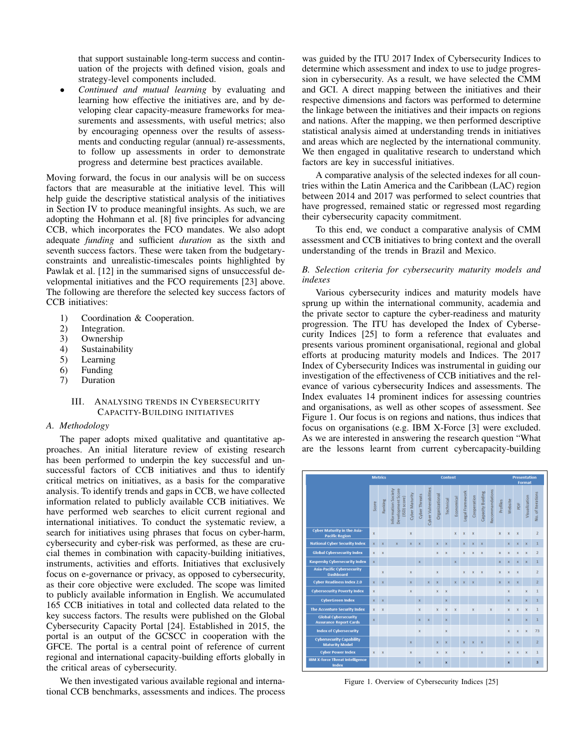that support sustainable long-term success and continuation of the projects with defined vision, goals and strategy-level components included.

- *Continued and mutual learning* by evaluating and learning how effective the initiatives are, and by developing clear capacity-measure frameworks for measurements and assessments, with useful metrics; also by encouraging openness over the results of assessments and conducting regular (annual) re-assessments, to follow up assessments in order to demonstrate progress and determine best practices available.

Moving forward, the focus in our analysis will be on success factors that are measurable at the initiative level. This will help guide the descriptive statistical analysis of the initiatives in Section IV to produce meaningful insights. As such, we are adopting the Hohmann et al. [8] five principles for advancing CCB, which incorporates the FCO mandates. We also adopt adequate *funding* and sufficient *duration* as the sixth and seventh success factors. These were taken from the budgetary-constraints and unrealistic-timescales points highlighted by Pawlak et al. [12] in the summarised signs of unsuccessful developmental initiatives and the FCO requirements [23] above. The following are therefore the selected key success factors of CCB initiatives:

1) Coordination & Cooperation.
2) Integration.
3) Ownership
4) Sustainability
5) Learning
6) Funding
7) Duration

## III. Analysing Trends in Cybersecurity Capacity-Building Initiatives

### A. Methodology

The paper adopts mixed qualitative and quantitative approaches. An initial literature review of existing research has been performed to underpin the key successful and unsuccessful factors of CCB initiatives and thus to identify critical metrics on initiatives, as a basis for the comparative analysis. To identify trends and gaps in CCB, we have collected information related to publicly available CCB initiatives. We have performed web searches to elicit current regional and international initiatives. To conduct the systematic review, a search for initiatives using phrases that focus on cyber-harm, cybersecurity and cyber-risk was performed, as these are crucial themes in combination with capacity-building initiatives, instruments, activities and efforts. Initiatives that exclusively focus on e-governance or privacy, as opposed to cybersecurity, as their core objective were excluded. The scope was limited to publicly available information in English. We accumulated 165 CCB initiatives in total and collected data related to the key success factors. The results were published on the Global Cybersecurity Capacity Portal [24]. Established in 2015, the portal is an output of the GCSCC in cooperation with the GFCE. The portal is a central point of reference of current regional and international capacity-building efforts globally in the critical areas of cybersecurity.

We then investigated various available regional and international CCB benchmarks, assessments and indices. The process was guided by the ITU 2017 Index of Cybersecurity Indices to determine which assessment and index to use to judge progression in cybersecurity. As a result, we have selected the CMM and GCI. A direct mapping between the initiatives and their respective dimensions and factors was performed to determine the linkage between the initiatives and their impacts on regions and nations. After the mapping, we then performed descriptive statistical analysis aimed at understanding trends in initiatives and areas which are neglected by the international community. We then engaged in qualitative research to understand which factors are key in successful initiatives.

A comparative analysis of the selected indexes for all countries within the Latin America and the Caribbean (LAC) region between 2014 and 2017 was performed to select countries that have progressed, remained static or regressed most regarding their cybersecurity capacity commitment.

To this end, we conduct a comparative analysis of CMM assessment and CCB initiatives to bring context and the overall understanding of the trends in Brazil and Mexico.

### B. Selection criteria for cybersecurity maturity models and indexes

Various cybersecurity indices and maturity models have sprung up within the international community, academia and the private sector to capture the cyber-readiness and maturity progression. The ITU has developed the Index of Cybersecurity Indices [25] to form a reference that evaluates and presents various prominent organisational, regional and global efforts at producing maturity models and Indices. The 2017 Index of Cybersecurity Indices was instrumental in guiding our investigation of the effectiveness of CCB initiatives and the relevance of various cybersecurity Indices and assessments. The Index evaluates 14 prominent indices for assessing countries and organisations, as well as other scopes of assessment. See Figure 1. Our focus is on regions and nations, thus indices that focus on organisations (e.g. IBM X-Force [3] were excluded. As we are interested in answering the research question "What are the lessons learnt from current cybercapacity-building

| | Metrics | | | Content | | | | | | | | | | Presentation Format | | | |
|---|---|---|---|---|---|---|---|---|---|---|---|---|---|---|---|---|---|
| | Score | Ranking | Information Society Development Score (ISD score) | Cyber Maturity | Cyber Threats | Cyber Vulnerabilities | Organizational | Technical | Economical | Legal Framework | Cooperation | Capacity Building | Recommendations | Profiles | Website | PDF | Visualization | No. of Iterations |
| Cyber Maturity in the Asia-Pacific Region | x | | | x | | | | | x | x | x | | | x | x | x | | 2 |
| National Cyber Security Index | x | x | x | x | x | | x | x | | x | x | x | | | x | x | x | 1 |
| Global Cybersecurity Index | x | x | | | | | x | x | | x | x | x | | x | x | x | x | 2 |
| Kaspersky Cybersecurity Index | x | | | | x | | | | x | | | | | x | x | x | x | 1 |
| Asia-Pacific Cybersecurity Dashboard | | x | | x | | | x | | | x | x | x | | x | x | x | | 2 |
| Cyber Readiness Index 2.0 | x | x | | x | | x | x | | x | x | x | | | x | x | x | | 2 |
| Cybersecurity Poverty Index | x | | | x | | | x | x | | | | | | | x | | x | 1 |
| CyberGreen Index | x | x | | | x | | | x | | | | | | | x | | x | 1 |
| The Accenture Security Index | x | x | | | x | | x | x | x | | x | | x | | x | x | x | 1 |
| Global Cybersecurity Assurance Report Cards | x | | | | x | x | | x | | | | | | | x | | x | 1 |
| Index of Cybersecurity | | | | | x | | | x | | | | | | | x | x | x | 73 |
| Cybersecurity Capability Maturity Model | | | | x | | | x | x | | x | x | x | | | x | x | | 2 |
| Cyber Power Index | x | x | | x | | | x | x | | x | | x | | | x | x | x | 1 |
| IBM X-force Threat Intelligence Index | | | | | x | | | x | | | | | | | x | | | 3 |

Figure 1. Overview of Cybersecurity Indices [25]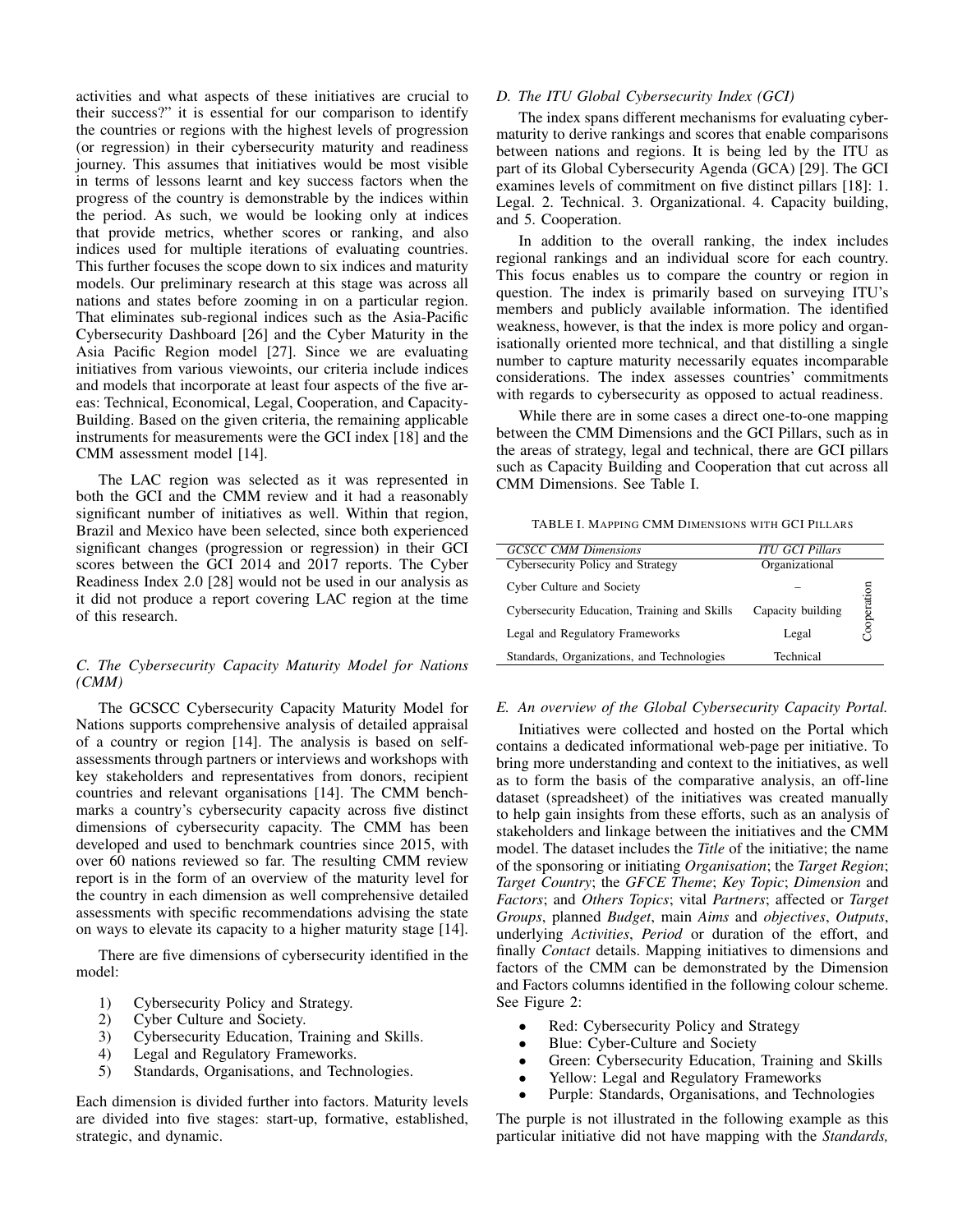activities and what aspects of these initiatives are crucial to their success?" it is essential for our comparison to identify the countries or regions with the highest levels of progression (or regression) in their cybersecurity maturity and readiness journey. This assumes that initiatives would be most visible in terms of lessons learnt and key success factors when the progress of the country is demonstrable by the indices within the period. As such, we would be looking only at indices that provide metrics, whether scores or ranking, and also indices used for multiple iterations of evaluating countries. This further focuses the scope down to six indices and maturity models. Our preliminary research at this stage was across all nations and states before zooming in on a particular region. That eliminates sub-regional indices such as the Asia-Pacific Cybersecurity Dashboard [26] and the Cyber Maturity in the Asia Pacific Region model [27]. Since we are evaluating initiatives from various viewoints, our criteria include indices and models that incorporate at least four aspects of the five areas: Technical, Economical, Legal, Cooperation, and Capacity-Building. Based on the given criteria, the remaining applicable instruments for measurements were the GCI index [18] and the CMM assessment model [14].

The LAC region was selected as it was represented in both the GCI and the CMM review and it had a reasonably significant number of initiatives as well. Within that region, Brazil and Mexico have been selected, since both experienced significant changes (progression or regression) in their GCI scores between the GCI 2014 and 2017 reports. The Cyber Readiness Index 2.0 [28] would not be used in our analysis as it did not produce a report covering LAC region at the time of this research.

### C. The Cybersecurity Capacity Maturity Model for Nations (CMM)

The GCSCC Cybersecurity Capacity Maturity Model for Nations supports comprehensive analysis of detailed appraisal of a country or region [14]. The analysis is based on self-assessments through partners or interviews and workshops with key stakeholders and representatives from donors, recipient countries and relevant organisations [14]. The CMM benchmarks a country's cybersecurity capacity across five distinct dimensions of cybersecurity capacity. The CMM has been developed and used to benchmark countries since 2015, with over 60 nations reviewed so far. The resulting CMM review report is in the form of an overview of the maturity level for the country in each dimension as well comprehensive detailed assessments with specific recommendations advising the state on ways to elevate its capacity to a higher maturity stage [14].

There are five dimensions of cybersecurity identified in the model:

1) Cybersecurity Policy and Strategy.
2) Cyber Culture and Society.
3) Cybersecurity Education, Training and Skills.
4) Legal and Regulatory Frameworks.
5) Standards, Organisations, and Technologies.

Each dimension is divided further into factors. Maturity levels are divided into five stages: start-up, formative, established, strategic, and dynamic.

### D. The ITU Global Cybersecurity Index (GCI)

The index spans different mechanisms for evaluating cyber-maturity to derive rankings and scores that enable comparisons between nations and regions. It is being led by the ITU as part of its Global Cybersecurity Agenda (GCA) [29]. The GCI examines levels of commitment on five distinct pillars [18]: 1. Legal. 2. Technical. 3. Organizational. 4. Capacity building, and 5. Cooperation.

In addition to the overall ranking, the index includes regional rankings and an individual score for each country. This focus enables us to compare the country or region in question. The index is primarily based on surveying ITU's members and publicly available information. The identified weakness, however, is that the index is more policy and organisationally oriented more technical, and that distilling a single number to capture maturity necessarily equates incomparable considerations. The index assesses countries' commitments with regards to cybersecurity as opposed to actual readiness.

While there are in some cases a direct one-to-one mapping between the CMM Dimensions and the GCI Pillars, such as in the areas of strategy, legal and technical, there are GCI pillars such as Capacity Building and Cooperation that cut across all CMM Dimensions. See Table I.

TABLE I. Mapping CMM Dimensions with GCI Pillars

| *GCSCC CMM Dimensions* | *ITU GCI Pillars* | |
|---|---|---|
| Cybersecurity Policy and Strategy | Organizational | Cooperation |
| Cyber Culture and Society | – | |
| Cybersecurity Education, Training and Skills | Capacity building | |
| Legal and Regulatory Frameworks | Legal | |
| Standards, Organizations, and Technologies | Technical | |

### E. An overview of the Global Cybersecurity Capacity Portal.

Initiatives were collected and hosted on the Portal which contains a dedicated informational web-page per initiative. To bring more understanding and context to the initiatives, as well as to form the basis of the comparative analysis, an off-line dataset (spreadsheet) of the initiatives was created manually to help gain insights from these efforts, such as an analysis of stakeholders and linkage between the initiatives and the CMM model. The dataset includes the *Title* of the initiative; the name of the sponsoring or initiating *Organisation*; the *Target Region*; *Target Country*; the *GFCE Theme*; *Key Topic*; *Dimension* and *Factors*; and *Others Topics*; vital *Partners*; affected or *Target Groups*, planned *Budget*, main *Aims* and *objectives*, *Outputs*, underlying *Activities*, *Period* or duration of the effort, and finally *Contact* details. Mapping initiatives to dimensions and factors of the CMM can be demonstrated by the Dimension and Factors columns identified in the following colour scheme. See Figure 2:

- Red: Cybersecurity Policy and Strategy
- Blue: Cyber-Culture and Society
- Green: Cybersecurity Education, Training and Skills
- Yellow: Legal and Regulatory Frameworks
- Purple: Standards, Organisations, and Technologies

The purple is not illustrated in the following example as this particular initiative did not have mapping with the *Standards,*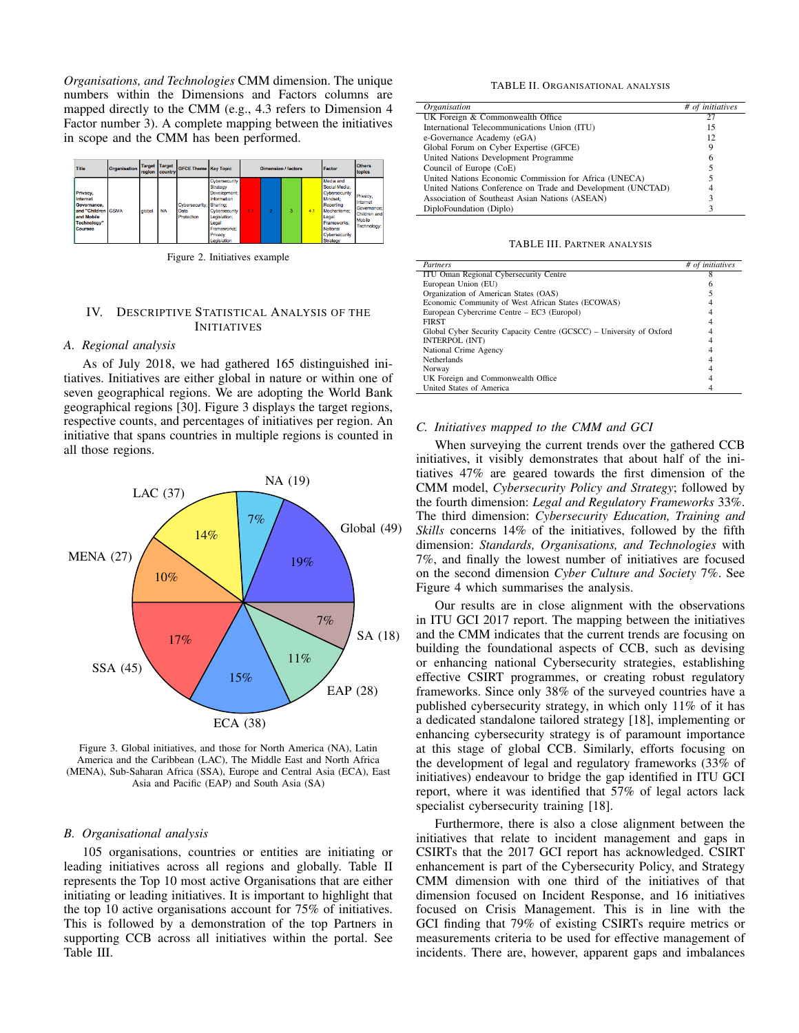*Organisations, and Technologies* CMM dimension. The unique numbers within the Dimensions and Factors columns are mapped directly to the CMM (e.g., 4.3 refers to Dimension 4 Factor number 3). A complete mapping between the initiatives in scope and the CMM has been performed.

| Title | Organisation | Target region | Target country | GFCE Theme | Key Topic | Dimension / factors | | | | Factor | Others topics |
|---|---|---|---|---|---|---|---|---|---|---|---|
| Privacy, Internet Governance, and "Children and Mobile Technology" Courses | GSMA | global | NA | Cybersecurity; Data Protection | Cybersecurity Strategy Development; Information Sharing; Cybersecurity Legislation; Legal Frameworks; Privacy Legislation | 1.1 | 2 | 3 | 4.1 | Media and Social Media; Cybersecurity Mindset; Reporting Mechanisms; Legal Frameworks; National Cybersecurity Strategy | Privacy; Internet Governance; Children and Mobile Technology; |

Figure 2. Initiatives example

## IV. Descriptive Statistical Analysis of the Initiatives

### A. Regional analysis

As of July 2018, we had gathered 165 distinguished initiatives. Initiatives are either global in nature or within one of seven geographical regions. We are adopting the World Bank geographical regions [30]. Figure 3 displays the target regions, respective counts, and percentages of initiatives per region. An initiative that spans countries in multiple regions is counted in all those regions.

| Region | Count | Percentage |
|---|---|---|
| Global | 49 | 19% |
| SSA | 45 | 17% |
| ECA | 38 | 15% |
| LAC | 37 | 14% |
| EAP | 28 | 11% |
| MENA | 27 | 10% |
| NA | 19 | 7% |
| SA | 18 | 7% |

Figure 3. Global initiatives, and those for North America (NA), Latin America and the Caribbean (LAC), The Middle East and North Africa (MENA), Sub-Saharan Africa (SSA), Europe and Central Asia (ECA), East Asia and Pacific (EAP) and South Asia (SA)

### B. Organisational analysis

105 organisations, countries or entities are initiating or leading initiatives across all regions and globally. Table II represents the Top 10 most active Organisations that are either initiating or leading initiatives. It is important to highlight that the top 10 active organisations account for 75% of initiatives. This is followed by a demonstration of the top Partners in supporting CCB across all initiatives within the portal. See Table III.

TABLE II. Organisational analysis

| *Organisation* | *# of initiatives* |
|---|---|
| UK Foreign & Commonwealth Office | 27 |
| International Telecommunications Union (ITU) | 15 |
| e-Governance Academy (eGA) | 12 |
| Global Forum on Cyber Expertise (GFCE) | 9 |
| United Nations Development Programme | 6 |
| Council of Europe (CoE) | 5 |
| United Nations Economic Commission for Africa (UNECA) | 5 |
| United Nations Conference on Trade and Development (UNCTAD) | 4 |
| Association of Southeast Asian Nations (ASEAN) | 3 |
| DiploFoundation (Diplo) | 3 |

TABLE III. Partner analysis

| *Partners* | *# of initiatives* |
|---|---|
| ITU Oman Regional Cybersecurity Centre | 8 |
| European Union (EU) | 6 |
| Organization of American States (OAS) | 5 |
| Economic Community of West African States (ECOWAS) | 4 |
| European Cybercrime Centre – EC3 (Europol) | 4 |
| FIRST | 4 |
| Global Cyber Security Capacity Centre (GCSCC) – University of Oxford | 4 |
| INTERPOL (INT) | 4 |
| National Crime Agency | 4 |
| Netherlands | 4 |
| Norway | 4 |
| UK Foreign and Commonwealth Office | 4 |
| United States of America | 4 |

### C. Initiatives mapped to the CMM and GCI

When surveying the current trends over the gathered CCB initiatives, it visibly demonstrates that about half of the initiatives 47% are geared towards the first dimension of the CMM model, *Cybersecurity Policy and Strategy*; followed by the fourth dimension: *Legal and Regulatory Frameworks* 33%. The third dimension: *Cybersecurity Education, Training and Skills* concerns 14% of the initiatives, followed by the fifth dimension: *Standards, Organisations, and Technologies* with 7%, and finally the lowest number of initiatives are focused on the second dimension *Cyber Culture and Society* 7%. See Figure 4 which summarises the analysis.

Our results are in close alignment with the observations in ITU GCI 2017 report. The mapping between the initiatives and the CMM indicates that the current trends are focusing on building the foundational aspects of CCB, such as devising or enhancing national Cybersecurity strategies, establishing effective CSIRT programmes, or creating robust regulatory frameworks. Since only 38% of the surveyed countries have a published cybersecurity strategy, in which only 11% of it has a dedicated standalone tailored strategy [18], implementing or enhancing cybersecurity strategy is of paramount importance at this stage of global CCB. Similarly, efforts focusing on the development of legal and regulatory frameworks (33% of initiatives) endeavour to bridge the gap identified in ITU GCI report, where it was identified that 57% of legal actors lack specialist cybersecurity training [18].

Furthermore, there is also a close alignment between the initiatives that relate to incident management and gaps in CSIRTs that the 2017 GCI report has acknowledged. CSIRT enhancement is part of the Cybersecurity Policy, and Strategy CMM dimension with one third of the initiatives of that dimension focused on Incident Response, and 16 initiatives focused on Crisis Management. This is in line with the GCI finding that 79% of existing CSIRTs require metrics or measurements criteria to be used for effective management of incidents. There are, however, apparent gaps and imbalances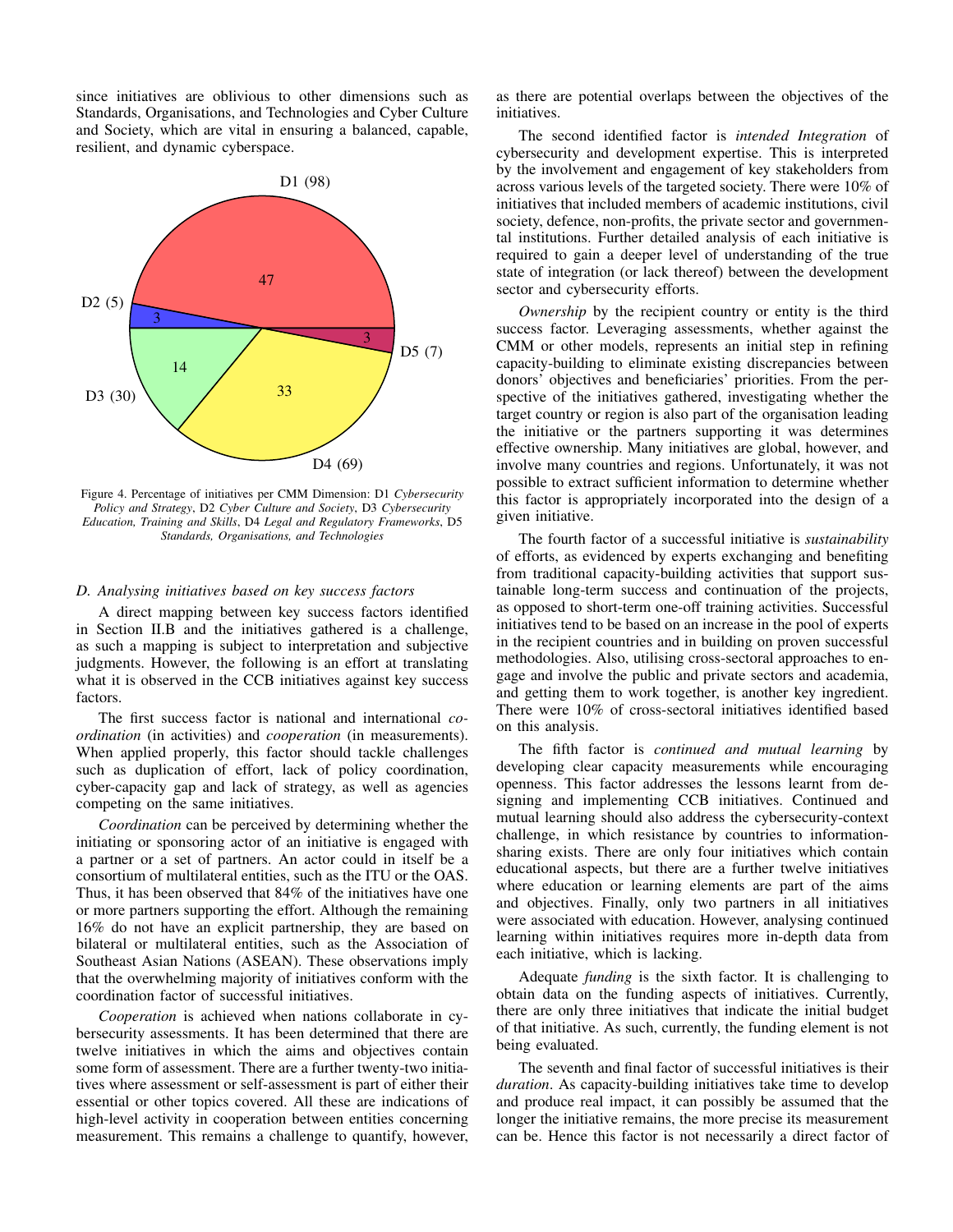since initiatives are oblivious to other dimensions such as Standards, Organisations, and Technologies and Cyber Culture and Society, which are vital in ensuring a balanced, capable, resilient, and dynamic cyberspace.

Figure 4. Percentage of initiatives per CMM Dimension: D1 *Cybersecurity Policy and Strategy*, D2 *Cyber Culture and Society*, D3 *Cybersecurity Education, Training and Skills*, D4 *Legal and Regulatory Frameworks*, D5 *Standards, Organisations, and Technologies*

### D. Analysing initiatives based on key success factors

A direct mapping between key success factors identified in Section II.B and the initiatives gathered is a challenge, as such a mapping is subject to interpretation and subjective judgments. However, the following is an effort at translating what it is observed in the CCB initiatives against key success factors.

The first success factor is national and international *coordination* (in activities) and *cooperation* (in measurements). When applied properly, this factor should tackle challenges such as duplication of effort, lack of policy coordination, cyber-capacity gap and lack of strategy, as well as agencies competing on the same initiatives.

*Coordination* can be perceived by determining whether the initiating or sponsoring actor of an initiative is engaged with a partner or a set of partners. An actor could in itself be a consortium of multilateral entities, such as the ITU or the OAS. Thus, it has been observed that 84% of the initiatives have one or more partners supporting the effort. Although the remaining 16% do not have an explicit partnership, they are based on bilateral or multilateral entities, such as the Association of Southeast Asian Nations (ASEAN). These observations imply that the overwhelming majority of initiatives conform with the coordination factor of successful initiatives.

*Cooperation* is achieved when nations collaborate in cybersecurity assessments. It has been determined that there are twelve initiatives in which the aims and objectives contain some form of assessment. There are a further twenty-two initiatives where assessment or self-assessment is part of either their essential or other topics covered. All these are indications of high-level activity in cooperation between entities concerning measurement. This remains a challenge to quantify, however, as there are potential overlaps between the objectives of the initiatives.

The second identified factor is *intended Integration* of cybersecurity and development expertise. This is interpreted by the involvement and engagement of key stakeholders from across various levels of the targeted society. There were 10% of initiatives that included members of academic institutions, civil society, defence, non-profits, the private sector and governmental institutions. Further detailed analysis of each initiative is required to gain a deeper level of understanding of the true state of integration (or lack thereof) between the development sector and cybersecurity efforts.

*Ownership* by the recipient country or entity is the third success factor. Leveraging assessments, whether against the CMM or other models, represents an initial step in refining capacity-building to eliminate existing discrepancies between donors' objectives and beneficiaries' priorities. From the perspective of the initiatives gathered, investigating whether the target country or region is also part of the organisation leading the initiative or the partners supporting it was determines effective ownership. Many initiatives are global, however, and involve many countries and regions. Unfortunately, it was not possible to extract sufficient information to determine whether this factor is appropriately incorporated into the design of a given initiative.

The fourth factor of a successful initiative is *sustainability* of efforts, as evidenced by experts exchanging and benefiting from traditional capacity-building activities that support sustainable long-term success and continuation of the projects, as opposed to short-term one-off training activities. Successful initiatives tend to be based on an increase in the pool of experts in the recipient countries and in building on proven successful methodologies. Also, utilising cross-sectoral approaches to engage and involve the public and private sectors and academia, and getting them to work together, is another key ingredient. There were 10% of cross-sectoral initiatives identified based on this analysis.

The fifth factor is *continued and mutual learning* by developing clear capacity measurements while encouraging openness. This factor addresses the lessons learnt from designing and implementing CCB initiatives. Continued and mutual learning should also address the cybersecurity-context challenge, in which resistance by countries to information-sharing exists. There are only four initiatives which contain educational aspects, but there are a further twelve initiatives where education or learning elements are part of the aims and objectives. Finally, only two partners in all initiatives were associated with education. However, analysing continued learning within initiatives requires more in-depth data from each initiative, which is lacking.

Adequate *funding* is the sixth factor. It is challenging to obtain data on the funding aspects of initiatives. Currently, there are only three initiatives that indicate the initial budget of that initiative. As such, currently, the funding element is not being evaluated.

The seventh and final factor of successful initiatives is their *duration*. As capacity-building initiatives take time to develop and produce real impact, it can possibly be assumed that the longer the initiative remains, the more precise its measurement can be. Hence this factor is not necessarily a direct factor of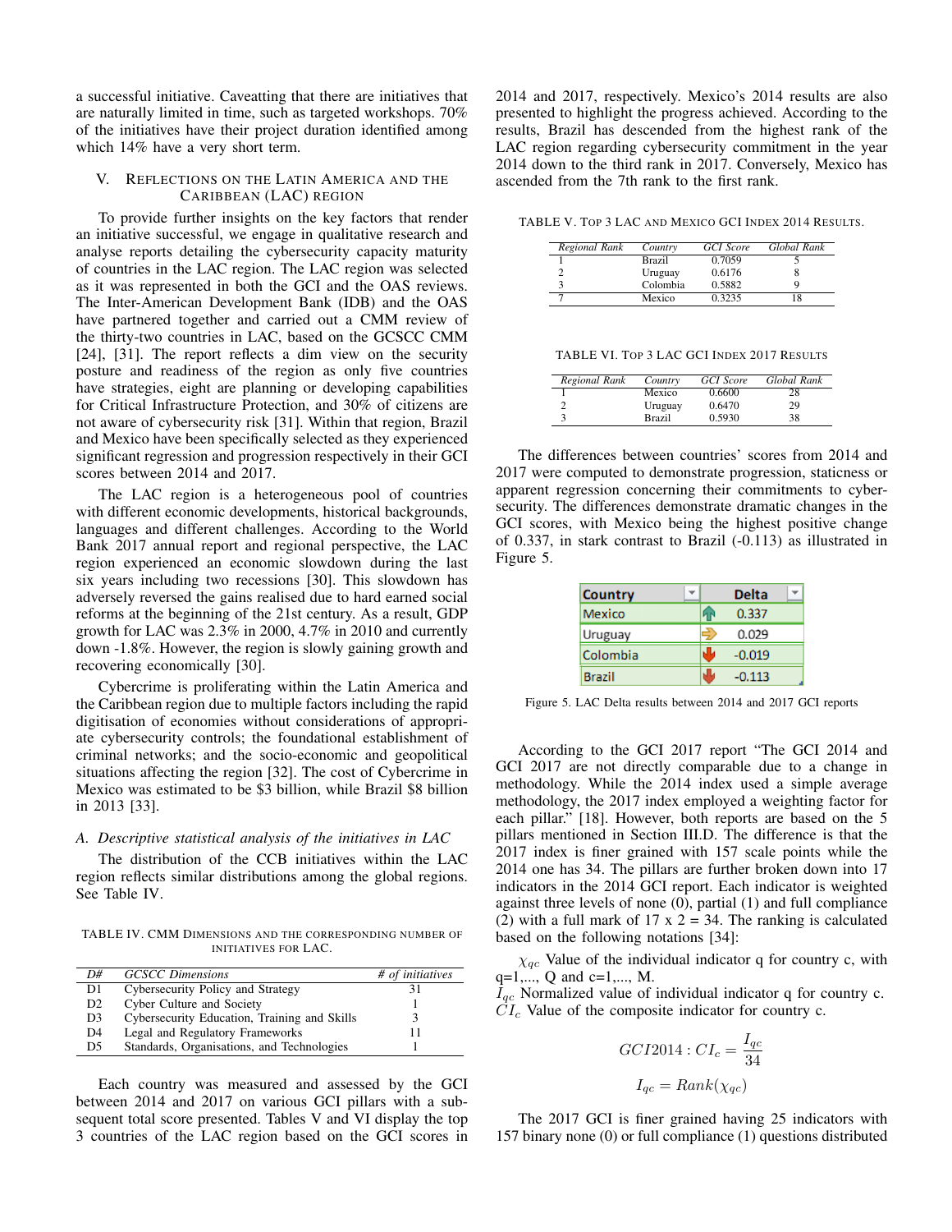a successful initiative. Caveatting that there are initiatives that are naturally limited in time, such as targeted workshops. 70% of the initiatives have their project duration identified among which 14% have a very short term.

## V. Reflections on the Latin America and the Caribbean (LAC) Region

To provide further insights on the key factors that render an initiative successful, we engage in qualitative research and analyse reports detailing the cybersecurity capacity maturity of countries in the LAC region. The LAC region was selected as it was represented in both the GCI and the OAS reviews. The Inter-American Development Bank (IDB) and the OAS have partnered together and carried out a CMM review of the thirty-two countries in LAC, based on the GCSCC CMM [24], [31]. The report reflects a dim view on the security posture and readiness of the region as only five countries have strategies, eight are planning or developing capabilities for Critical Infrastructure Protection, and 30% of citizens are not aware of cybersecurity risk [31]. Within that region, Brazil and Mexico have been specifically selected as they experienced significant regression and progression respectively in their GCI scores between 2014 and 2017.

The LAC region is a heterogeneous pool of countries with different economic developments, historical backgrounds, languages and different challenges. According to the World Bank 2017 annual report and regional perspective, the LAC region experienced an economic slowdown during the last six years including two recessions [30]. This slowdown has adversely reversed the gains realised due to hard earned social reforms at the beginning of the 21st century. As a result, GDP growth for LAC was 2.3% in 2000, 4.7% in 2010 and currently down -1.8%. However, the region is slowly gaining growth and recovering economically [30].

Cybercrime is proliferating within the Latin America and the Caribbean region due to multiple factors including the rapid digitisation of economies without considerations of appropriate cybersecurity controls; the foundational establishment of criminal networks; and the socio-economic and geopolitical situations affecting the region [32]. The cost of Cybercrime in Mexico was estimated to be $3 billion, while Brazil $8 billion in 2013 [33].

### A. Descriptive statistical analysis of the initiatives in LAC

The distribution of the CCB initiatives within the LAC region reflects similar distributions among the global regions. See Table IV.

TABLE IV. CMM Dimensions and the corresponding number of initiatives for LAC.

| *D#* | *GCSCC Dimensions* | *# of initiatives* |
|---|---|---|
| D1 | Cybersecurity Policy and Strategy | 31 |
| D2 | Cyber Culture and Society | 1 |
| D3 | Cybersecurity Education, Training and Skills | 3 |
| D4 | Legal and Regulatory Frameworks | 11 |
| D5 | Standards, Organisations, and Technologies | 1 |

Each country was measured and assessed by the GCI between 2014 and 2017 on various GCI pillars with a subsequent total score presented. Tables V and VI display the top 3 countries of the LAC region based on the GCI scores in 2014 and 2017, respectively. Mexico's 2014 results are also presented to highlight the progress achieved. According to the results, Brazil has descended from the highest rank of the LAC region regarding cybersecurity commitment in the year 2014 down to the third rank in 2017. Conversely, Mexico has ascended from the 7th rank to the first rank.

TABLE V. Top 3 LAC and Mexico GCI Index 2014 Results.

| *Regional Rank* | *Country* | *GCI Score* | *Global Rank* |
|---|---|---|---|
| 1 | Brazil | 0.7059 | 5 |
| 2 | Uruguay | 0.6176 | 8 |
| 3 | Colombia | 0.5882 | 9 |
| 7 | Mexico | 0.3235 | 18 |

TABLE VI. Top 3 LAC GCI Index 2017 Results

| *Regional Rank* | *Country* | *GCI Score* | *Global Rank* |
|---|---|---|---|
| 1 | Mexico | 0.6600 | 28 |
| 2 | Uruguay | 0.6470 | 29 |
| 3 | Brazil | 0.5930 | 38 |

The differences between countries' scores from 2014 and 2017 were computed to demonstrate progression, staticness or apparent regression concerning their commitments to cybersecurity. The differences demonstrate dramatic changes in the GCI scores, with Mexico being the highest positive change of 0.337, in stark contrast to Brazil (-0.113) as illustrated in Figure 5.

| Country | Delta |
|---|---|
| Mexico | 0.337 |
| Uruguay | 0.029 |
| Colombia | -0.019 |
| Brazil | -0.113 |

Figure 5. LAC Delta results between 2014 and 2017 GCI reports

According to the GCI 2017 report "The GCI 2014 and GCI 2017 are not directly comparable due to a change in methodology. While the 2014 index used a simple average methodology, the 2017 index employed a weighting factor for each pillar." [18]. However, both reports are based on the 5 pillars mentioned in Section III.D. The difference is that the 2017 index is finer grained with 157 scale points while the 2014 one has 34. The pillars are further broken down into 17 indicators in the 2014 GCI report. Each indicator is weighted against three levels of none (0), partial (1) and full compliance (2) with a full mark of 17 x 2 = 34. The ranking is calculated based on the following notations [34]:

$\chi_{qc}$ Value of the individual indicator q for country c, with q=1,..., Q and c=1,..., M.
$I_{qc}$ Normalized value of individual indicator q for country c.
$CI_c$ Value of the composite indicator for country c.

$$GCI2014 : CI_c = \frac{I_{qc}}{34}$$

$$I_{qc} = Rank(\chi_{qc})$$

The 2017 GCI is finer grained having 25 indicators with 157 binary none (0) or full compliance (1) questions distributed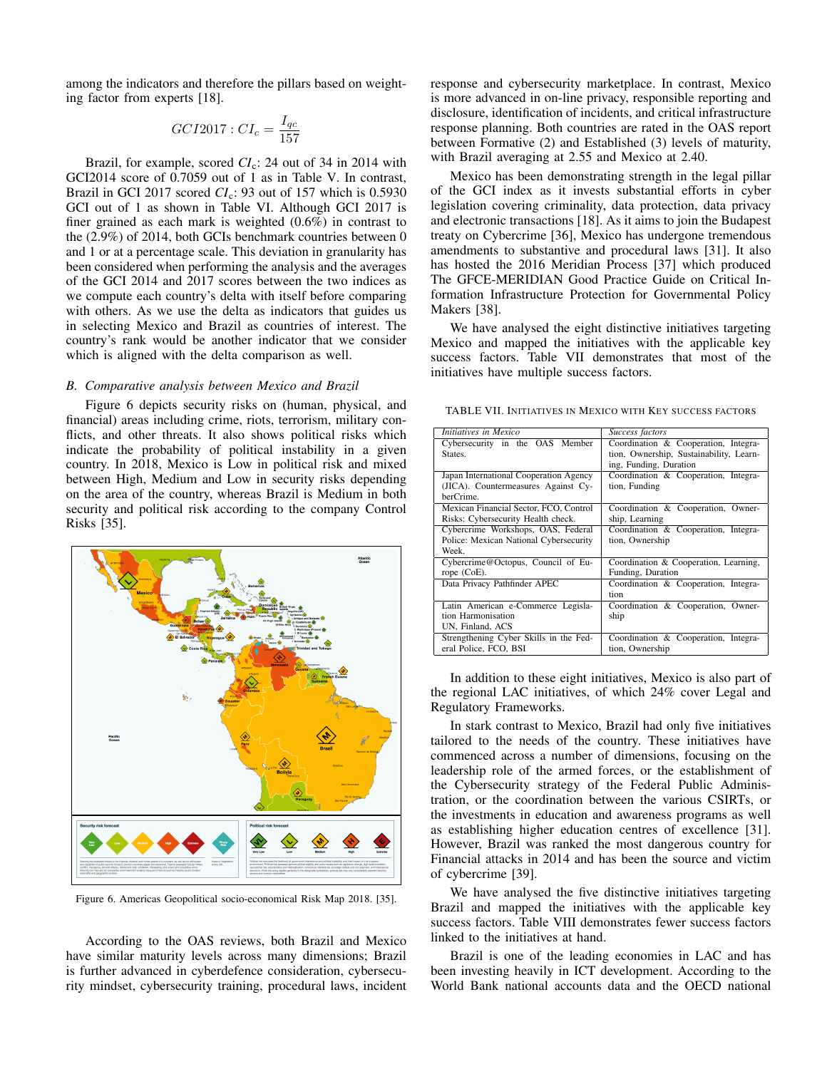among the indicators and therefore the pillars based on weighting factor from experts [18].

$$GCI2017 : CI_c = \frac{I_{qc}}{157}$$

Brazil, for example, scored $CI_c$: 24 out of 34 in 2014 with GCI2014 score of 0.7059 out of 1 as in Table V. In contrast, Brazil in GCI 2017 scored $CI_c$: 93 out of 157 which is 0.5930 GCI out of 1 as shown in Table VI. Although GCI 2017 is finer grained as each mark is weighted (0.6%) in contrast to the (2.9%) of 2014, both GCIs benchmark countries between 0 and 1 or at a percentage scale. This deviation in granularity has been considered when performing the analysis and the averages of the GCI 2014 and 2017 scores between the two indices as we compute each country's delta with itself before comparing with others. As we use the delta as indicators that guides us in selecting Mexico and Brazil as countries of interest. The country's rank would be another indicator that we consider which is aligned with the delta comparison as well.

### *B. Comparative analysis between Mexico and Brazil*

Figure 6 depicts security risks on (human, physical, and financial) areas including crime, riots, terrorism, military conflicts, and other threats. It also shows political risks which indicate the probability of political instability in a given country. In 2018, Mexico is Low in political risks and mixed between High, Medium and Low in security risks depending on the area of the country, whereas Brazil is Medium in both security and political risk according to the company Control Risks [35].

Figure 6. Americas Geopolitical socio-economical Risk Map 2018. [35].

According to the OAS reviews, both Brazil and Mexico have similar maturity levels across many dimensions; Brazil is further advanced in cyberdefence consideration, cybersecurity mindset, cybersecurity training, procedural laws, incident response and cybersecurity marketplace. In contrast, Mexico is more advanced in on-line privacy, responsible reporting and disclosure, identification of incidents, and critical infrastructure response planning. Both countries are rated in the OAS report between Formative (2) and Established (3) levels of maturity, with Brazil averaging at 2.55 and Mexico at 2.40.

Mexico has been demonstrating strength in the legal pillar of the GCI index as it invests substantial efforts in cyber legislation covering criminality, data protection, data privacy and electronic transactions [18]. As it aims to join the Budapest treaty on Cybercrime [36], Mexico has undergone tremendous amendments to substantive and procedural laws [31]. It also has hosted the 2016 Meridian Process [37] which produced The GFCE-MERIDIAN Good Practice Guide on Critical Information Infrastructure Protection for Governmental Policy Makers [38].

We have analysed the eight distinctive initiatives targeting Mexico and mapped the initiatives with the applicable key success factors. Table VII demonstrates that most of the initiatives have multiple success factors.

TABLE VII. INITIATIVES IN MEXICO WITH KEY SUCCESS FACTORS

| *Initiatives in Mexico* | *Success factors* |
|---|---|
| Cybersecurity in the OAS Member States. | Coordination & Cooperation, Integration, Ownership, Sustainability, Learning, Funding, Duration |
| Japan International Cooperation Agency (JICA). Countermeasures Against CyberCrime. | Coordination & Cooperation, Integration, Funding |
| Mexican Financial Sector, FCO, Control Risks: Cybersecurity Health check. | Coordination & Cooperation, Ownership, Learning |
| Cybercrime Workshops, OAS, Federal Police: Mexican National Cybersecurity Week. | Coordination & Cooperation, Integration, Ownership |
| Cybercrime@Octopus, Council of Europe (CoE). | Coordination & Cooperation, Learning, Funding, Duration |
| Data Privacy Pathfinder APEC | Coordination & Cooperation, Integration |
| Latin American e-Commerce Legislation Harmonisation UN, Finland, ACS | Coordination & Cooperation, Ownership |
| Strengthening Cyber Skills in the Federal Police, FCO, BSI | Coordination & Cooperation, Integration, Ownership |

In addition to these eight initiatives, Mexico is also part of the regional LAC initiatives, of which 24% cover Legal and Regulatory Frameworks.

In stark contrast to Mexico, Brazil had only five initiatives tailored to the needs of the country. These initiatives have commenced across a number of dimensions, focusing on the leadership role of the armed forces, or the establishment of the Cybersecurity strategy of the Federal Public Administration, or the coordination between the various CSIRTs, or the investments in education and awareness programs as well as establishing higher education centres of excellence [31]. However, Brazil was ranked the most dangerous country for Financial attacks in 2014 and has been the source and victim of cybercrime [39].

We have analysed the five distinctive initiatives targeting Brazil and mapped the initiatives with the applicable key success factors. Table VIII demonstrates fewer success factors linked to the initiatives at hand.

Brazil is one of the leading economies in LAC and has been investing heavily in ICT development. According to the World Bank national accounts data and the OECD national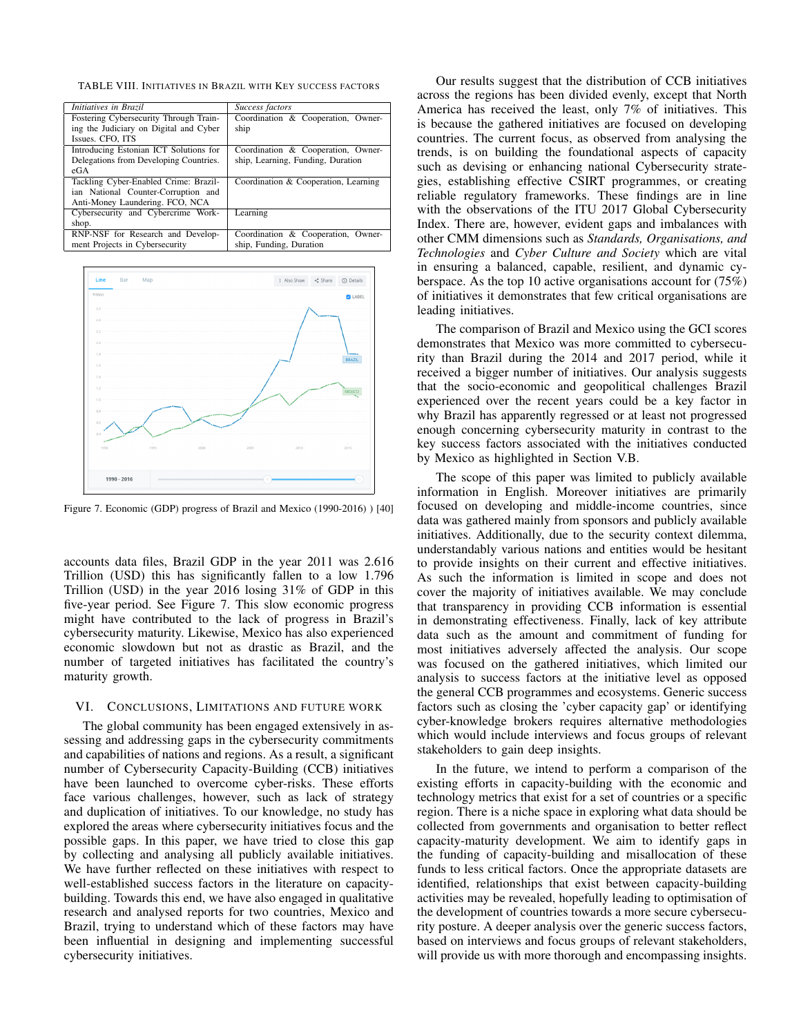TABLE VIII. INITIATIVES IN BRAZIL WITH KEY SUCCESS FACTORS

| *Initiatives in Brazil* | *Success factors* |
|---|---|
| Fostering Cybersecurity Through Training the Judiciary on Digital and Cyber Issues. CFO, ITS | Coordination & Cooperation, Ownership |
| Introducing Estonian ICT Solutions for Delegations from Developing Countries. eGA | Coordination & Cooperation, Ownership, Learning, Funding, Duration |
| Tackling Cyber-Enabled Crime: Brazilian National Counter-Corruption and Anti-Money Laundering. FCO, NCA | Coordination & Cooperation, Learning |
| Cybersecurity and Cybercrime Workshop. | Learning |
| RNP-NSF for Research and Development Projects in Cybersecurity | Coordination & Cooperation, Ownership, Funding, Duration |

Figure 7. Economic (GDP) progress of Brazil and Mexico (1990-2016) ) [40]

accounts data files, Brazil GDP in the year 2011 was 2.616 Trillion (USD) this has significantly fallen to a low 1.796 Trillion (USD) in the year 2016 losing 31% of GDP in this five-year period. See Figure 7. This slow economic progress might have contributed to the lack of progress in Brazil's cybersecurity maturity. Likewise, Mexico has also experienced economic slowdown but not as drastic as Brazil, and the number of targeted initiatives has facilitated the country's maturity growth.

## VI. CONCLUSIONS, LIMITATIONS AND FUTURE WORK

The global community has been engaged extensively in assessing and addressing gaps in the cybersecurity commitments and capabilities of nations and regions. As a result, a significant number of Cybersecurity Capacity-Building (CCB) initiatives have been launched to overcome cyber-risks. These efforts face various challenges, however, such as lack of strategy and duplication of initiatives. To our knowledge, no study has explored the areas where cybersecurity initiatives focus and the possible gaps. In this paper, we have tried to close this gap by collecting and analysing all publicly available initiatives. We have further reflected on these initiatives with respect to well-established success factors in the literature on capacity-building. Towards this end, we have also engaged in qualitative research and analysed reports for two countries, Mexico and Brazil, trying to understand which of these factors may have been influential in designing and implementing successful cybersecurity initiatives.

Our results suggest that the distribution of CCB initiatives across the regions has been divided evenly, except that North America has received the least, only 7% of initiatives. This is because the gathered initiatives are focused on developing countries. The current focus, as observed from analysing the trends, is on building the foundational aspects of capacity such as devising or enhancing national Cybersecurity strategies, establishing effective CSIRT programmes, or creating reliable regulatory frameworks. These findings are in line with the observations of the ITU 2017 Global Cybersecurity Index. There are, however, evident gaps and imbalances with other CMM dimensions such as *Standards, Organisations, and Technologies* and *Cyber Culture and Society* which are vital in ensuring a balanced, capable, resilient, and dynamic cyberspace. As the top 10 active organisations account for (75%) of initiatives it demonstrates that few critical organisations are leading initiatives.

The comparison of Brazil and Mexico using the GCI scores demonstrates that Mexico was more committed to cybersecurity than Brazil during the 2014 and 2017 period, while it received a bigger number of initiatives. Our analysis suggests that the socio-economic and geopolitical challenges Brazil experienced over the recent years could be a key factor in why Brazil has apparently regressed or at least not progressed enough concerning cybersecurity maturity in contrast to the key success factors associated with the initiatives conducted by Mexico as highlighted in Section V.B.

The scope of this paper was limited to publicly available information in English. Moreover initiatives are primarily focused on developing and middle-income countries, since data was gathered mainly from sponsors and publicly available initiatives. Additionally, due to the security context dilemma, understandably various nations and entities would be hesitant to provide insights on their current and effective initiatives. As such the information is limited in scope and does not cover the majority of initiatives available. We may conclude that transparency in providing CCB information is essential in demonstrating effectiveness. Finally, lack of key attribute data such as the amount and commitment of funding for most initiatives adversely affected the analysis. Our scope was focused on the gathered initiatives, which limited our analysis to success factors at the initiative level as opposed the general CCB programmes and ecosystems. Generic success factors such as closing the 'cyber capacity gap' or identifying cyber-knowledge brokers requires alternative methodologies which would include interviews and focus groups of relevant stakeholders to gain deep insights.

In the future, we intend to perform a comparison of the existing efforts in capacity-building with the economic and technology metrics that exist for a set of countries or a specific region. There is a niche space in exploring what data should be collected from governments and organisation to better reflect capacity-maturity development. We aim to identify gaps in the funding of capacity-building and misallocation of these funds to less critical factors. Once the appropriate datasets are identified, relationships that exist between capacity-building activities may be revealed, hopefully leading to optimisation of the development of countries towards a more secure cybersecurity posture. A deeper analysis over the generic success factors, based on interviews and focus groups of relevant stakeholders, will provide us with more thorough and encompassing insights.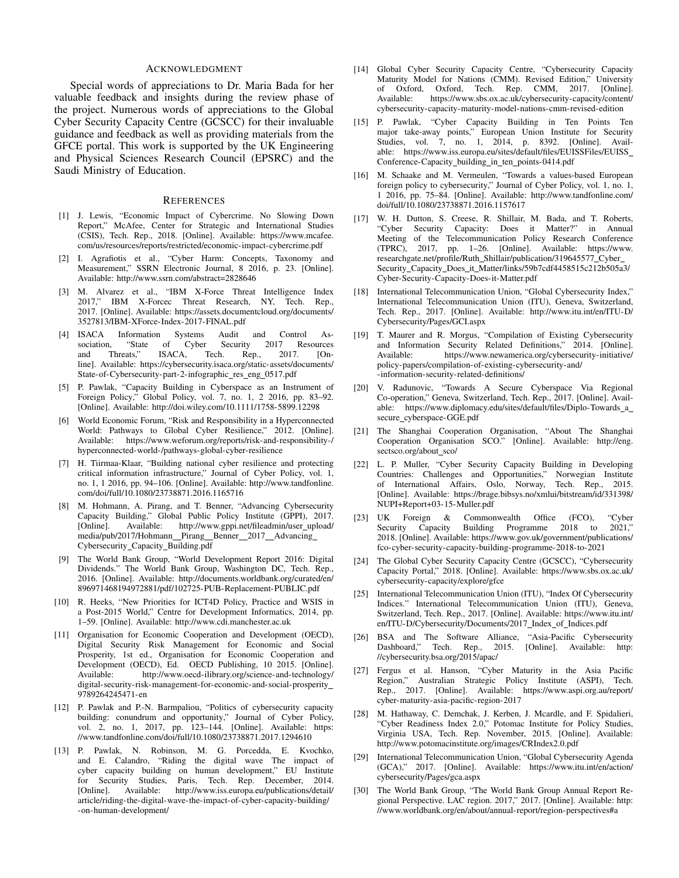## Acknowledgment

Special words of appreciations to Dr. Maria Bada for her valuable feedback and insights during the review phase of the project. Numerous words of appreciations to the Global Cyber Security Capacity Centre (GCSCC) for their invaluable guidance and feedback as well as providing materials from the GFCE portal. This work is supported by the UK Engineering and Physical Sciences Research Council (EPSRC) and the Saudi Ministry of Education.

## References

[1] J. Lewis, "Economic Impact of Cybercrime. No Slowing Down Report," McAfee, Center for Strategic and International Studies (CSIS), Tech. Rep., 2018. [Online]. Available: https://www.mcafee.com/us/resources/reports/restricted/economic-impact-cybercrime.pdf

[2] I. Agrafiotis et al., "Cyber Harm: Concepts, Taxonomy and Measurement," SSRN Electronic Journal, 8 2016, p. 23. [Online]. Available: http://www.ssrn.com/abstract=2828646

[3] M. Alvarez et al., "IBM X-Force Threat Intelligence Index 2017," IBM X-Forcec Threat Research, NY, Tech. Rep., 2017. [Online]. Available: https://assets.documentcloud.org/documents/3527813/IBM-XForce-Index-2017-FINAL.pdf

[4] ISACA Information Systems Audit and Control Association, "State of Cyber Security 2017 Resources and Threats," ISACA, Tech. Rep., 2017. [Online]. Available: https://cybersecurity.isaca.org/static-assets/documents/State-of-Cybersecurity-part-2-infographic_res_eng_0517.pdf

[5] P. Pawlak, "Capacity Building in Cyberspace as an Instrument of Foreign Policy," Global Policy, vol. 7, no. 1, 2 2016, pp. 83–92. [Online]. Available: http://doi.wiley.com/10.1111/1758-5899.12298

[6] World Economic Forum, "Risk and Responsibility in a Hyperconnected World: Pathways to Global Cyber Resilience," 2012. [Online]. Available: https://www.weforum.org/reports/risk-and-responsibility-/hyperconnected-world-/pathways-global-cyber-resilience

[7] H. Tiirmaa-Klaar, "Building national cyber resilience and protecting critical information infrastructure," Journal of Cyber Policy, vol. 1, no. 1, 1 2016, pp. 94–106. [Online]. Available: http://www.tandfonline.com/doi/full/10.1080/23738871.2016.1165716

[8] M. Hohmann, A. Pirang, and T. Benner, "Advancing Cybersecurity Capacity Building," Global Public Policy Institute (GPPI), 2017. [Online]. Available: http://www.gppi.net/fileadmin/user_upload/media/pub/2017/Hohmann__Pirang__Benner__2017__Advancing_Cybersecurity_Capacity_Building.pdf

[9] The World Bank Group, "World Development Report 2016: Digital Dividends." The World Bank Group, Washington DC, Tech. Rep., 2016. [Online]. Available: http://documents.worldbank.org/curated/en/896971468194972881/pdf/102725-PUB-Replacement-PUBLIC.pdf

[10] R. Heeks, "New Priorities for ICT4D Policy, Practice and WSIS in a Post-2015 World," Centre for Development Informatics, 2014, pp. 1–59. [Online]. Available: http://www.cdi.manchester.ac.uk

[11] Organisation for Economic Cooperation and Development (OECD), Digital Security Risk Management for Economic and Social Prosperity, 1st ed., Organisation for Economic Cooperation and Development (OECD), Ed. OECD Publishing, 10 2015. [Online]. Available: http://www.oecd-ilibrary.org/science-and-technology/digital-security-risk-management-for-economic-and-social-prosperity_9789264245471-en

[12] P. Pawlak and P.-N. Barmpaliou, "Politics of cybersecurity capacity building: conundrum and opportunity," Journal of Cyber Policy, vol. 2, no. 1, 2017, pp. 123–144. [Online]. Available: https://www.tandfonline.com/doi/full/10.1080/23738871.2017.1294610

[13] P. Pawlak, N. Robinson, M. G. Porcedda, E. Kvochko, and E. Calandro, "Riding the digital wave The impact of cyber capacity building on human development," EU Institute for Security Studies, Paris, Tech. Rep. December, 2014. [Online]. Available: http://www.iss.europa.eu/publications/detail/article/riding-the-digital-wave-the-impact-of-cyber-capacity-building/-on-human-development/

[14] Global Cyber Security Capacity Centre, "Cybersecurity Capacity Maturity Model for Nations (CMM). Revised Edition," University of Oxford, Oxford, Tech. Rep. CMM, 2017. [Online]. Available: https://www.sbs.ox.ac.uk/cybersecurity-capacity/content/cybersecurity-capacity-maturity-model-nations-cmm-revised-edition

[15] P. Pawlak, "Cyber Capacity Building in Ten Points Ten major take-away points," European Union Institute for Security Studies, vol. 7, no. 1, 2014, p. 8392. [Online]. Available: https://www.iss.europa.eu/sites/default/files/EUISSFiles/EUISS_Conference-Capacity_building_in_ten_points-0414.pdf

[16] M. Schaake and M. Vermeulen, "Towards a values-based European foreign policy to cybersecurity," Journal of Cyber Policy, vol. 1, no. 1, 1 2016, pp. 75–84. [Online]. Available: http://www.tandfonline.com/doi/full/10.1080/23738871.2016.1157617

[17] W. H. Dutton, S. Creese, R. Shillair, M. Bada, and T. Roberts, "Cyber Security Capacity: Does it Matter?" in Annual Meeting of the Telecommunication Policy Research Conference (TPRC), 2017, pp. 1–26. [Online]. Available: https://www.researchgate.net/profile/Ruth_Shillair/publication/319645577_Cyber_Security_Capacity_Does_it_Matter/links/59b7cdf4458515c212b505a3/Cyber-Security-Capacity-Does-it-Matter.pdf

[18] International Telecommunication Union, "Global Cybersecurity Index," International Telecommunication Union (ITU), Geneva, Switzerland, Tech. Rep., 2017. [Online]. Available: http://www.itu.int/en/ITU-D/Cybersecurity/Pages/GCI.aspx

[19] T. Maurer and R. Morgus, "Compilation of Existing Cybersecurity and Information Security Related Definitions," 2014. [Online]. Available: https://www.newamerica.org/cybersecurity-initiative/policy-papers/compilation-of-existing-cybersecurity-and/-information-security-related-definitions/

[20] V. Radunovic, "Towards A Secure Cyberspace Via Regional Co-operation," Geneva, Switzerland, Tech. Rep., 2017. [Online]. Available: https://www.diplomacy.edu/sites/default/files/Diplo-Towards_a_secure_cyberspace-GGE.pdf

[21] The Shanghai Cooperation Organisation, "About The Shanghai Cooperation Organisation SCO." [Online]. Available: http://eng.sectsco.org/about_sco/

[22] L. P. Muller, "Cyber Security Capacity Building in Developing Countries: Challenges and Opportunities," Norwegian Institute of International Affairs, Oslo, Norway, Tech. Rep., 2015. [Online]. Available: https://brage.bibsys.no/xmlui/bitstream/id/331398/NUPI+Report+03-15-Muller.pdf

[23] UK Foreign & Commonwealth Office (FCO), "Cyber Security Capacity Building Programme 2018 to 2021," 2018. [Online]. Available: https://www.gov.uk/government/publications/fco-cyber-security-capacity-building-programme-2018-to-2021

[24] The Global Cyber Security Capacity Centre (GCSCC), "Cybersecurity Capacity Portal," 2018. [Online]. Available: https://www.sbs.ox.ac.uk/cybersecurity-capacity/explore/gfce

[25] International Telecommunication Union (ITU), "Index Of Cybersecurity Indices." International Telecommunication Union (ITU), Geneva, Switzerland, Tech. Rep., 2017. [Online]. Available: https://www.itu.int/en/ITU-D/Cybersecurity/Documents/2017_Index_of_Indices.pdf

[26] BSA and The Software Alliance, "Asia-Pacific Cybersecurity Dashboard," Tech. Rep., 2015. [Online]. Available: http://cybersecurity.bsa.org/2015/apac/

[27] Fergus et al. Hanson, "Cyber Maturity in the Asia Pacific Region," Australian Strategic Policy Institute (ASPI), Tech. Rep., 2017. [Online]. Available: https://www.aspi.org.au/report/cyber-maturity-asia-pacific-region-2017

[28] M. Hathaway, C. Demchak, J. Kerben, J. Mcardle, and F. Spidalieri, "Cyber Readiness Index 2.0," Potomac Institute for Policy Studies, Virginia USA, Tech. Rep. November, 2015. [Online]. Available: http://www.potomacinstitute.org/images/CRIndex2.0.pdf

[29] International Telecommunication Union, "Global Cybersecurity Agenda (GCA)," 2017. [Online]. Available: https://www.itu.int/en/action/cybersecurity/Pages/gca.aspx

[30] The World Bank Group, "The World Bank Group Annual Report Regional Perspective. LAC region. 2017," 2017. [Online]. Available: http://www.worldbank.org/en/about/annual-report/region-perspectives#a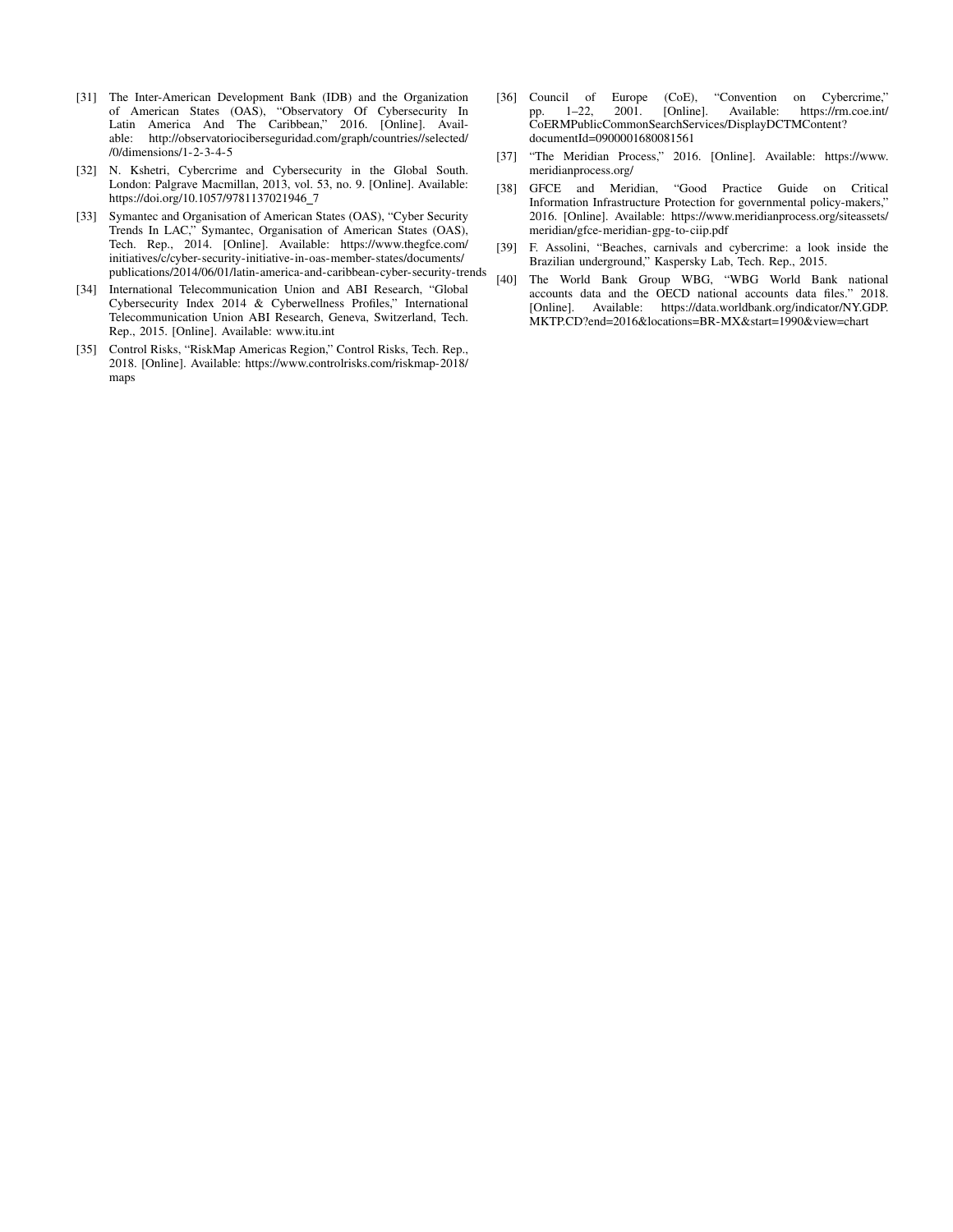[31] The Inter-American Development Bank (IDB) and the Organization of American States (OAS), "Observatory Of Cybersecurity In Latin America And The Caribbean," 2016. [Online]. Available: http://observatoriociberseguridad.com/graph/countries//selected//0/dimensions/1-2-3-4-5

[32] N. Kshetri, Cybercrime and Cybersecurity in the Global South. London: Palgrave Macmillan, 2013, vol. 53, no. 9. [Online]. Available: https://doi.org/10.1057/9781137021946_7

[33] Symantec and Organisation of American States (OAS), "Cyber Security Trends In LAC," Symantec, Organisation of American States (OAS), Tech. Rep., 2014. [Online]. Available: https://www.thegfce.com/initiatives/c/cyber-security-initiative-in-oas-member-states/documents/publications/2014/06/01/latin-america-and-caribbean-cyber-security-trends

[34] International Telecommunication Union and ABI Research, "Global Cybersecurity Index 2014 & Cyberwellness Profiles," International Telecommunication Union ABI Research, Geneva, Switzerland, Tech. Rep., 2015. [Online]. Available: www.itu.int

[35] Control Risks, "RiskMap Americas Region," Control Risks, Tech. Rep., 2018. [Online]. Available: https://www.controlrisks.com/riskmap-2018/maps

[36] Council of Europe (CoE), "Convention on Cybercrime," pp. 1–22, 2001. [Online]. Available: https://rm.coe.int/CoERMPublicCommonSearchServices/DisplayDCTMContent?documentId=0900001680081561

[37] "The Meridian Process," 2016. [Online]. Available: https://www.meridianprocess.org/

[38] GFCE and Meridian, "Good Practice Guide on Critical Information Infrastructure Protection for governmental policy-makers," 2016. [Online]. Available: https://www.meridianprocess.org/siteassets/meridian/gfce-meridian-gpg-to-ciip.pdf

[39] F. Assolini, "Beaches, carnivals and cybercrime: a look inside the Brazilian underground," Kaspersky Lab, Tech. Rep., 2015.

[40] The World Bank Group WBG, "WBG World Bank national accounts data and the OECD national accounts data files." 2018. [Online]. Available: https://data.worldbank.org/indicator/NY.GDP.MKTP.CD?end=2016&locations=BR-MX&start=1990&view=chart